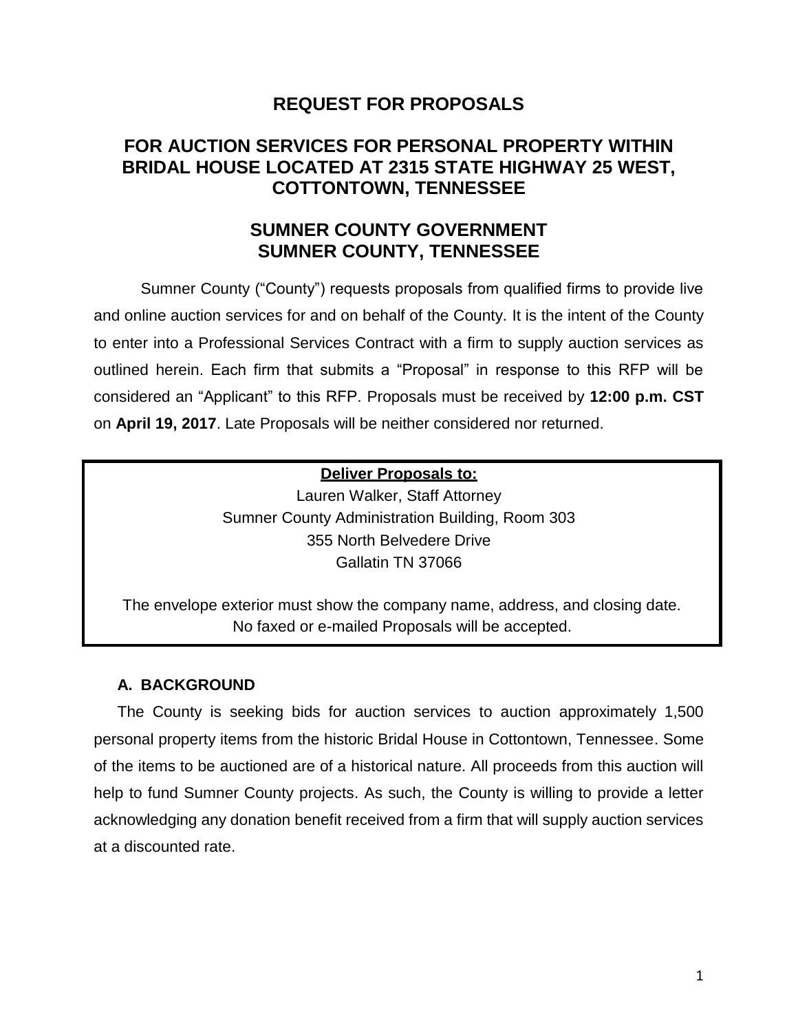# REQUEST FOR PROPOSALS

## FOR AUCTION SERVICES FOR PERSONAL PROPERTY WITHIN BRIDAL HOUSE LOCATED AT 2315 STATE HIGHWAY 25 WEST, COTTONTOWN, TENNESSEE

## SUMNER COUNTY GOVERNMENT
## SUMNER COUNTY, TENNESSEE

Sumner County ("County") requests proposals from qualified firms to provide live and online auction services for and on behalf of the County. It is the intent of the County to enter into a Professional Services Contract with a firm to supply auction services as outlined herein. Each firm that submits a "Proposal" in response to this RFP will be considered an "Applicant" to this RFP. Proposals must be received by **12:00 p.m. CST** on **April 19, 2017**. Late Proposals will be neither considered nor returned.

**Deliver Proposals to:**

Lauren Walker, Staff Attorney
Sumner County Administration Building, Room 303
355 North Belvedere Drive
Gallatin TN 37066

The envelope exterior must show the company name, address, and closing date. No faxed or e-mailed Proposals will be accepted.

### A. BACKGROUND

The County is seeking bids for auction services to auction approximately 1,500 personal property items from the historic Bridal House in Cottontown, Tennessee. Some of the items to be auctioned are of a historical nature. All proceeds from this auction will help to fund Sumner County projects. As such, the County is willing to provide a letter acknowledging any donation benefit received from a firm that will supply auction services at a discounted rate.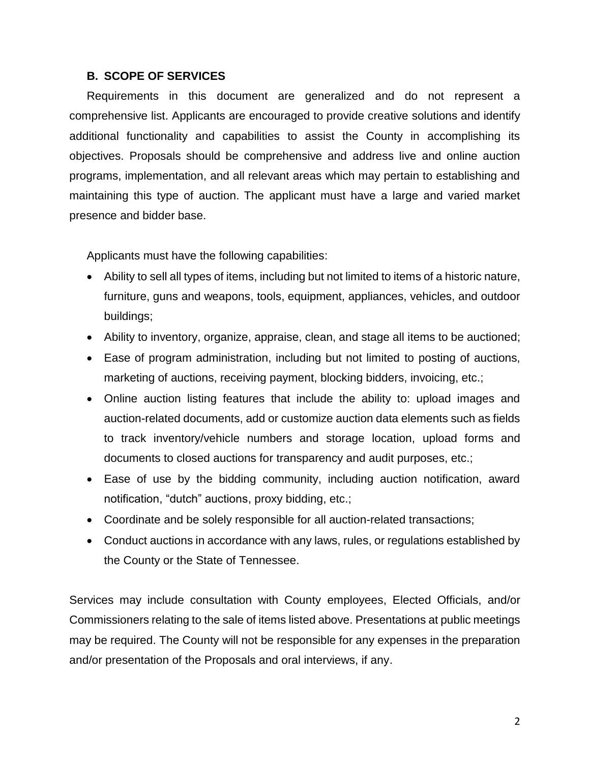### B. SCOPE OF SERVICES

Requirements in this document are generalized and do not represent a comprehensive list. Applicants are encouraged to provide creative solutions and identify additional functionality and capabilities to assist the County in accomplishing its objectives. Proposals should be comprehensive and address live and online auction programs, implementation, and all relevant areas which may pertain to establishing and maintaining this type of auction. The applicant must have a large and varied market presence and bidder base.

Applicants must have the following capabilities:

- Ability to sell all types of items, including but not limited to items of a historic nature, furniture, guns and weapons, tools, equipment, appliances, vehicles, and outdoor buildings;
- Ability to inventory, organize, appraise, clean, and stage all items to be auctioned;
- Ease of program administration, including but not limited to posting of auctions, marketing of auctions, receiving payment, blocking bidders, invoicing, etc.;
- Online auction listing features that include the ability to: upload images and auction-related documents, add or customize auction data elements such as fields to track inventory/vehicle numbers and storage location, upload forms and documents to closed auctions for transparency and audit purposes, etc.;
- Ease of use by the bidding community, including auction notification, award notification, "dutch" auctions, proxy bidding, etc.;
- Coordinate and be solely responsible for all auction-related transactions;
- Conduct auctions in accordance with any laws, rules, or regulations established by the County or the State of Tennessee.

Services may include consultation with County employees, Elected Officials, and/or Commissioners relating to the sale of items listed above. Presentations at public meetings may be required. The County will not be responsible for any expenses in the preparation and/or presentation of the Proposals and oral interviews, if any.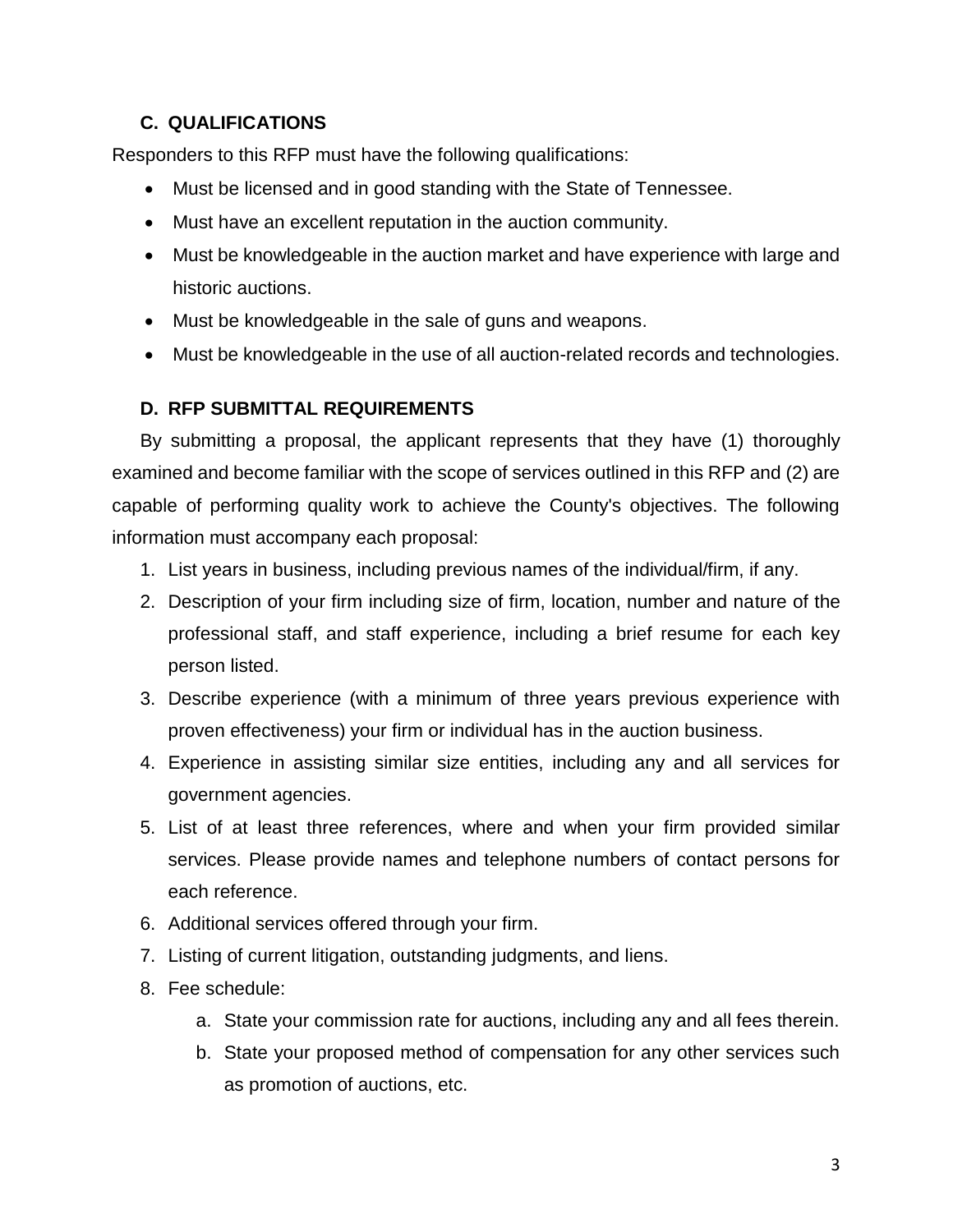### C. QUALIFICATIONS

Responders to this RFP must have the following qualifications:

- Must be licensed and in good standing with the State of Tennessee.
- Must have an excellent reputation in the auction community.
- Must be knowledgeable in the auction market and have experience with large and historic auctions.
- Must be knowledgeable in the sale of guns and weapons.
- Must be knowledgeable in the use of all auction-related records and technologies.

### D. RFP SUBMITTAL REQUIREMENTS

By submitting a proposal, the applicant represents that they have (1) thoroughly examined and become familiar with the scope of services outlined in this RFP and (2) are capable of performing quality work to achieve the County's objectives. The following information must accompany each proposal:

1. List years in business, including previous names of the individual/firm, if any.
2. Description of your firm including size of firm, location, number and nature of the professional staff, and staff experience, including a brief resume for each key person listed.
3. Describe experience (with a minimum of three years previous experience with proven effectiveness) your firm or individual has in the auction business.
4. Experience in assisting similar size entities, including any and all services for government agencies.
5. List of at least three references, where and when your firm provided similar services. Please provide names and telephone numbers of contact persons for each reference.
6. Additional services offered through your firm.
7. Listing of current litigation, outstanding judgments, and liens.
8. Fee schedule:
    a. State your commission rate for auctions, including any and all fees therein.
    b. State your proposed method of compensation for any other services such as promotion of auctions, etc.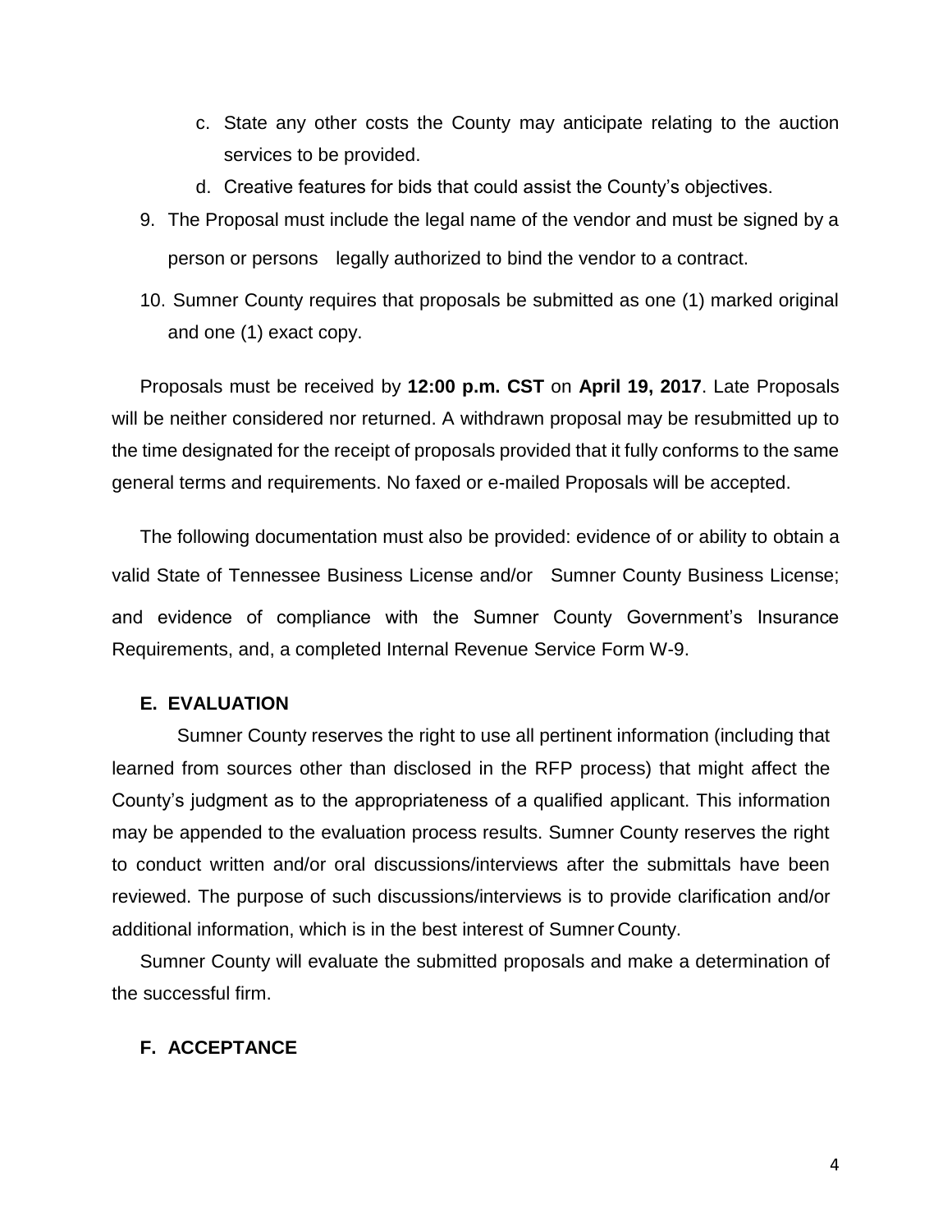c. State any other costs the County may anticipate relating to the auction services to be provided.
   d. Creative features for bids that could assist the County's objectives.

9. The Proposal must include the legal name of the vendor and must be signed by a person or persons legally authorized to bind the vendor to a contract.
10. Sumner County requires that proposals be submitted as one (1) marked original and one (1) exact copy.

Proposals must be received by **12:00 p.m. CST** on **April 19, 2017**. Late Proposals will be neither considered nor returned. A withdrawn proposal may be resubmitted up to the time designated for the receipt of proposals provided that it fully conforms to the same general terms and requirements. No faxed or e-mailed Proposals will be accepted.

The following documentation must also be provided: evidence of or ability to obtain a valid State of Tennessee Business License and/or Sumner County Business License; and evidence of compliance with the Sumner County Government's Insurance Requirements, and, a completed Internal Revenue Service Form W-9.

### E. EVALUATION

Sumner County reserves the right to use all pertinent information (including that learned from sources other than disclosed in the RFP process) that might affect the County's judgment as to the appropriateness of a qualified applicant. This information may be appended to the evaluation process results. Sumner County reserves the right to conduct written and/or oral discussions/interviews after the submittals have been reviewed. The purpose of such discussions/interviews is to provide clarification and/or additional information, which is in the best interest of Sumner County.

Sumner County will evaluate the submitted proposals and make a determination of the successful firm.

### F. ACCEPTANCE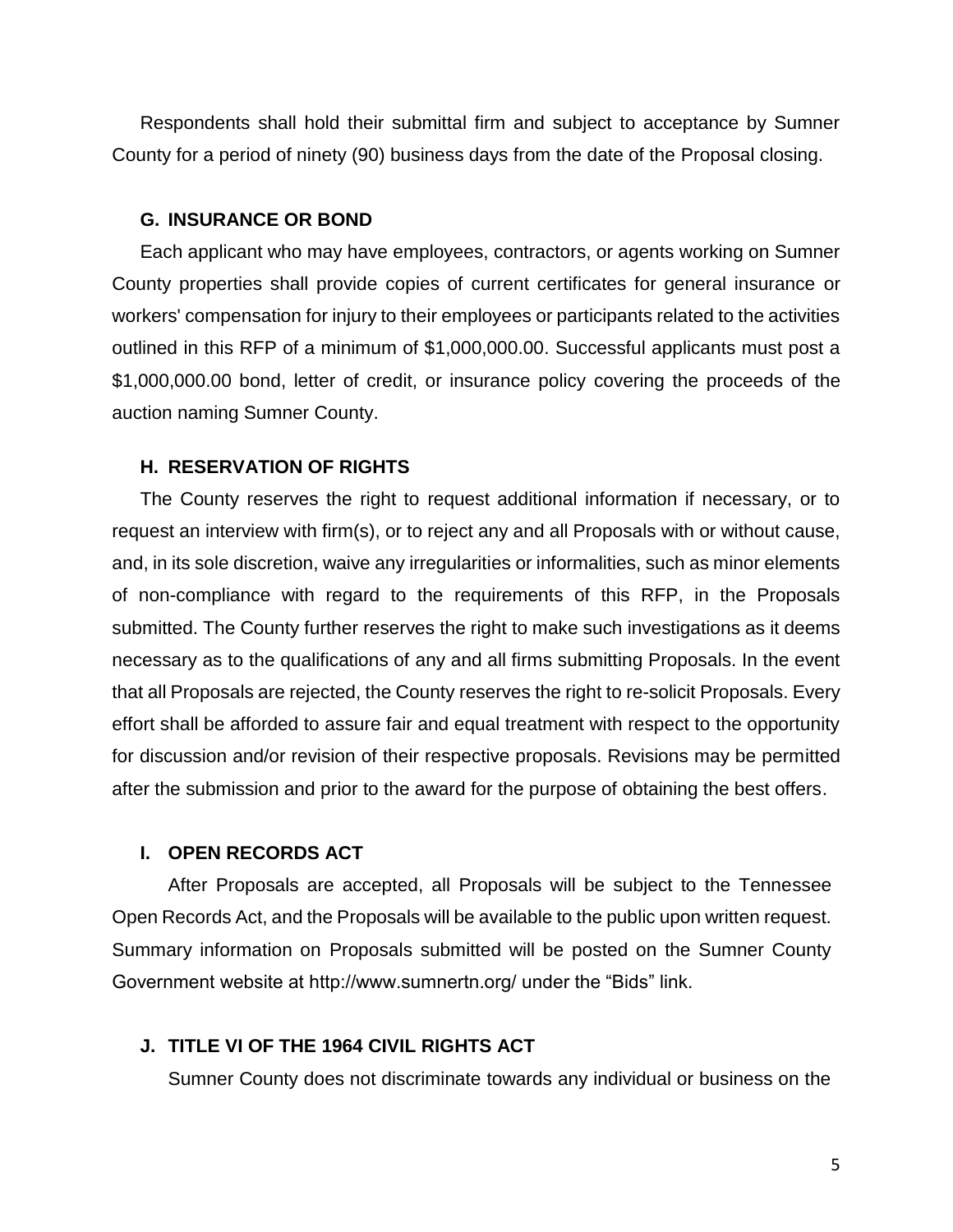Respondents shall hold their submittal firm and subject to acceptance by Sumner County for a period of ninety (90) business days from the date of the Proposal closing.

### G. INSURANCE OR BOND

Each applicant who may have employees, contractors, or agents working on Sumner County properties shall provide copies of current certificates for general insurance or workers' compensation for injury to their employees or participants related to the activities outlined in this RFP of a minimum of $1,000,000.00. Successful applicants must post a $1,000,000.00 bond, letter of credit, or insurance policy covering the proceeds of the auction naming Sumner County.

### H. RESERVATION OF RIGHTS

The County reserves the right to request additional information if necessary, or to request an interview with firm(s), or to reject any and all Proposals with or without cause, and, in its sole discretion, waive any irregularities or informalities, such as minor elements of non-compliance with regard to the requirements of this RFP, in the Proposals submitted. The County further reserves the right to make such investigations as it deems necessary as to the qualifications of any and all firms submitting Proposals. In the event that all Proposals are rejected, the County reserves the right to re-solicit Proposals. Every effort shall be afforded to assure fair and equal treatment with respect to the opportunity for discussion and/or revision of their respective proposals. Revisions may be permitted after the submission and prior to the award for the purpose of obtaining the best offers.

### I. OPEN RECORDS ACT

After Proposals are accepted, all Proposals will be subject to the Tennessee Open Records Act, and the Proposals will be available to the public upon written request. Summary information on Proposals submitted will be posted on the Sumner County Government website at http://www.sumnertn.org/ under the "Bids" link.

### J. TITLE VI OF THE 1964 CIVIL RIGHTS ACT

Sumner County does not discriminate towards any individual or business on the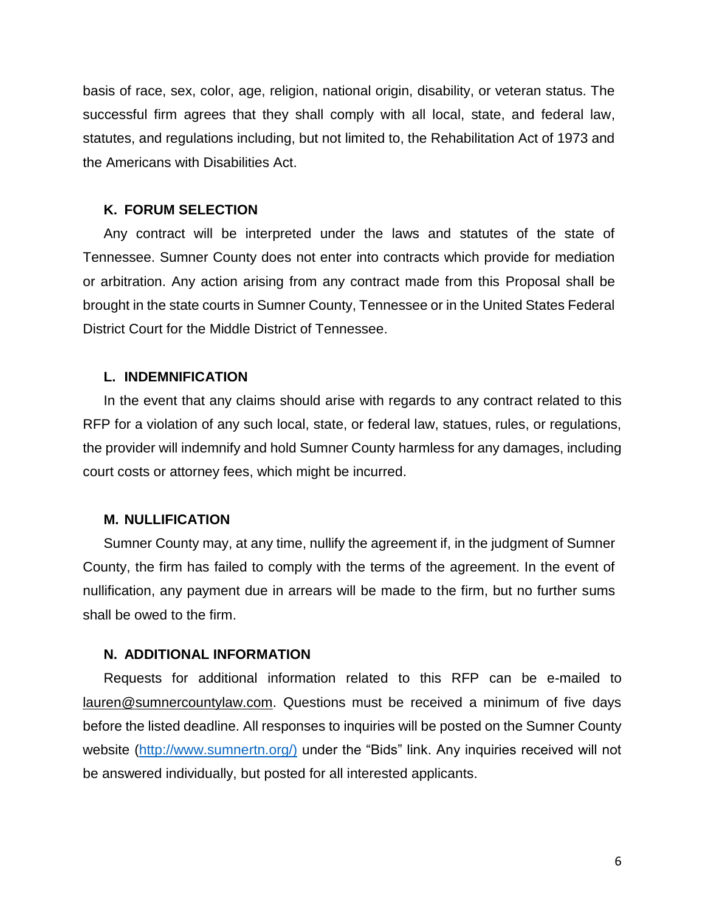basis of race, sex, color, age, religion, national origin, disability, or veteran status. The successful firm agrees that they shall comply with all local, state, and federal law, statutes, and regulations including, but not limited to, the Rehabilitation Act of 1973 and the Americans with Disabilities Act.

### K. FORUM SELECTION

Any contract will be interpreted under the laws and statutes of the state of Tennessee. Sumner County does not enter into contracts which provide for mediation or arbitration. Any action arising from any contract made from this Proposal shall be brought in the state courts in Sumner County, Tennessee or in the United States Federal District Court for the Middle District of Tennessee.

### L. INDEMNIFICATION

In the event that any claims should arise with regards to any contract related to this RFP for a violation of any such local, state, or federal law, statues, rules, or regulations, the provider will indemnify and hold Sumner County harmless for any damages, including court costs or attorney fees, which might be incurred.

### M. NULLIFICATION

Sumner County may, at any time, nullify the agreement if, in the judgment of Sumner County, the firm has failed to comply with the terms of the agreement. In the event of nullification, any payment due in arrears will be made to the firm, but no further sums shall be owed to the firm.

### N. ADDITIONAL INFORMATION

Requests for additional information related to this RFP can be e-mailed to lauren@sumnercountylaw.com. Questions must be received a minimum of five days before the listed deadline. All responses to inquiries will be posted on the Sumner County website (http://www.sumnertn.org/) under the "Bids" link. Any inquiries received will not be answered individually, but posted for all interested applicants.